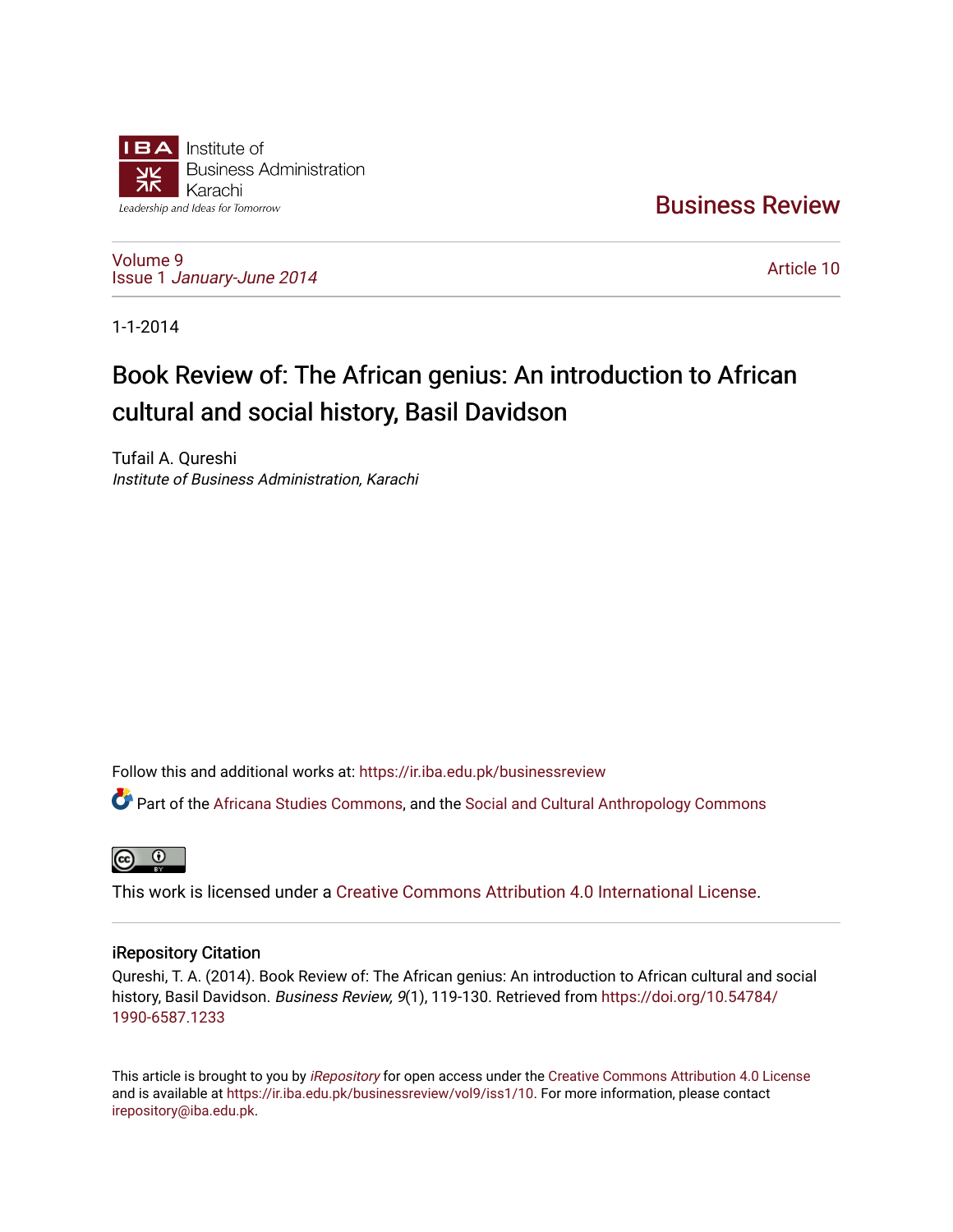Institute of Business Administration Karachi

Leadership and Ideas for Tomorrow

# Business Review

Volume 9
Issue 1 *January-June 2014*

Article 10

1-1-2014

## Book Review of: The African genius: An introduction to African cultural and social history, Basil Davidson

Tufail A. Qureshi
*Institute of Business Administration, Karachi*

Follow this and additional works at: https://ir.iba.edu.pk/businessreview

Part of the Africana Studies Commons, and the Social and Cultural Anthropology Commons

This work is licensed under a Creative Commons Attribution 4.0 International License.

### iRepository Citation

Qureshi, T. A. (2014). Book Review of: The African genius: An introduction to African cultural and social history, Basil Davidson. *Business Review, 9*(1), 119-130. Retrieved from https://doi.org/10.54784/1990-6587.1233

This article is brought to you by *iRepository* for open access under the Creative Commons Attribution 4.0 License and is available at https://ir.iba.edu.pk/businessreview/vol9/iss1/10. For more information, please contact irepository@iba.edu.pk.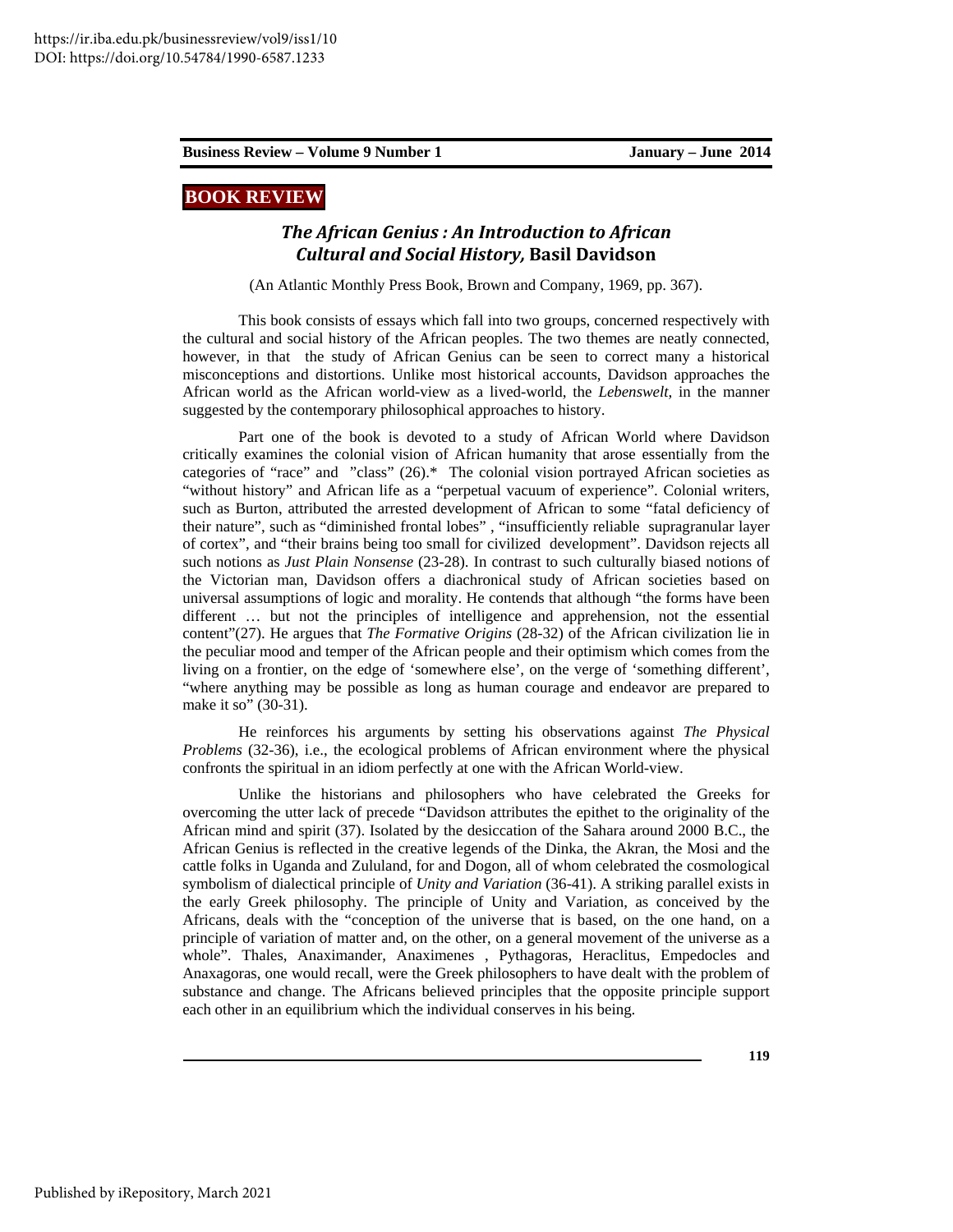https://ir.iba.edu.pk/businessreview/vol9/iss1/10
DOI: https://doi.org/10.54784/1990-6587.1233

**BOOK REVIEW**

## *The African Genius : An Introduction to African Cultural and Social History,* Basil Davidson

(An Atlantic Monthly Press Book, Brown and Company, 1969, pp. 367).

This book consists of essays which fall into two groups, concerned respectively with the cultural and social history of the African peoples. The two themes are neatly connected, however, in that the study of African Genius can be seen to correct many a historical misconceptions and distortions. Unlike most historical accounts, Davidson approaches the African world as the African world-view as a lived-world, the *Lebenswelt,* in the manner suggested by the contemporary philosophical approaches to history.

Part one of the book is devoted to a study of African World where Davidson critically examines the colonial vision of African humanity that arose essentially from the categories of "race" and "class" (26).* The colonial vision portrayed African societies as "without history" and African life as a "perpetual vacuum of experience". Colonial writers, such as Burton, attributed the arrested development of African to some "fatal deficiency of their nature", such as "diminished frontal lobes" , "insufficiently reliable supragranular layer of cortex", and "their brains being too small for civilized development". Davidson rejects all such notions as *Just Plain Nonsense* (23-28). In contrast to such culturally biased notions of the Victorian man, Davidson offers a diachronical study of African societies based on universal assumptions of logic and morality. He contends that although "the forms have been different … but not the principles of intelligence and apprehension, not the essential content"(27). He argues that *The Formative Origins* (28-32) of the African civilization lie in the peculiar mood and temper of the African people and their optimism which comes from the living on a frontier, on the edge of 'somewhere else', on the verge of 'something different', "where anything may be possible as long as human courage and endeavor are prepared to make it so" (30-31).

He reinforces his arguments by setting his observations against *The Physical Problems* (32-36), i.e., the ecological problems of African environment where the physical confronts the spiritual in an idiom perfectly at one with the African World-view.

Unlike the historians and philosophers who have celebrated the Greeks for overcoming the utter lack of precede "Davidson attributes the epithet to the originality of the African mind and spirit (37). Isolated by the desiccation of the Sahara around 2000 B.C., the African Genius is reflected in the creative legends of the Dinka, the Akran, the Mosi and the cattle folks in Uganda and Zululand, for and Dogon, all of whom celebrated the cosmological symbolism of dialectical principle of *Unity and Variation* (36-41). A striking parallel exists in the early Greek philosophy. The principle of Unity and Variation, as conceived by the Africans, deals with the "conception of the universe that is based, on the one hand, on a principle of variation of matter and, on the other, on a general movement of the universe as a whole". Thales, Anaximander, Anaximenes , Pythagoras, Heraclitus, Empedocles and Anaxagoras, one would recall, were the Greek philosophers to have dealt with the problem of substance and change. The Africans believed principles that the opposite principle support each other in an equilibrium which the individual conserves in his being.

Published by iRepository, March 2021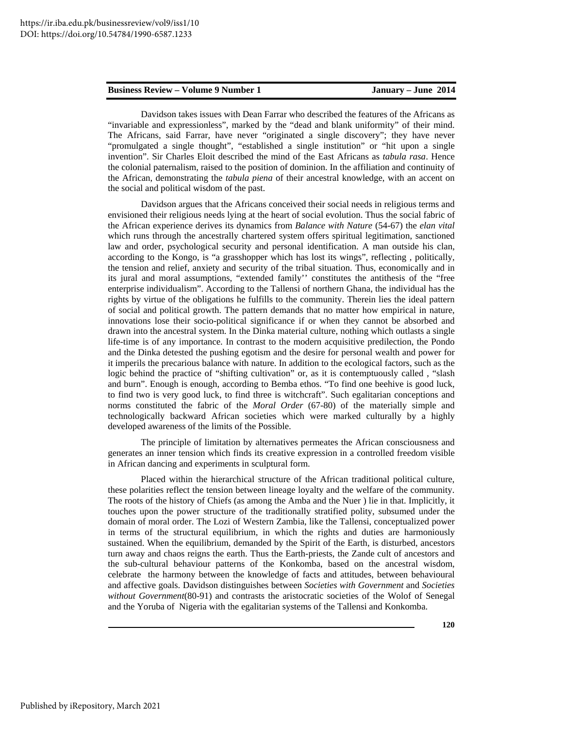Davidson takes issues with Dean Farrar who described the features of the Africans as "invariable and expressionless", marked by the "dead and blank uniformity" of their mind. The Africans, said Farrar, have never "originated a single discovery"; they have never "promulgated a single thought", "established a single institution" or "hit upon a single invention". Sir Charles Eloit described the mind of the East Africans as *tabula rasa*. Hence the colonial paternalism, raised to the position of dominion. In the affiliation and continuity of the African, demonstrating the *tabula piena* of their ancestral knowledge, with an accent on the social and political wisdom of the past.

Davidson argues that the Africans conceived their social needs in religious terms and envisioned their religious needs lying at the heart of social evolution. Thus the social fabric of the African experience derives its dynamics from *Balance with Nature* (54-67) the *elan vital* which runs through the ancestrally chartered system offers spiritual legitimation, sanctioned law and order, psychological security and personal identification. A man outside his clan, according to the Kongo, is "a grasshopper which has lost its wings", reflecting , politically, the tension and relief, anxiety and security of the tribal situation. Thus, economically and in its jural and moral assumptions, "extended family'' constitutes the antithesis of the "free enterprise individualism". According to the Tallensi of northern Ghana, the individual has the rights by virtue of the obligations he fulfills to the community. Therein lies the ideal pattern of social and political growth. The pattern demands that no matter how empirical in nature, innovations lose their socio-political significance if or when they cannot be absorbed and drawn into the ancestral system. In the Dinka material culture, nothing which outlasts a single life-time is of any importance. In contrast to the modern acquisitive predilection, the Pondo and the Dinka detested the pushing egotism and the desire for personal wealth and power for it imperils the precarious balance with nature. In addition to the ecological factors, such as the logic behind the practice of "shifting cultivation" or, as it is contemptuously called , "slash and burn". Enough is enough, according to Bemba ethos. "To find one beehive is good luck, to find two is very good luck, to find three is witchcraft". Such egalitarian conceptions and norms constituted the fabric of the *Moral Order* (67-80) of the materially simple and technologically backward African societies which were marked culturally by a highly developed awareness of the limits of the Possible.

The principle of limitation by alternatives permeates the African consciousness and generates an inner tension which finds its creative expression in a controlled freedom visible in African dancing and experiments in sculptural form.

Placed within the hierarchical structure of the African traditional political culture, these polarities reflect the tension between lineage loyalty and the welfare of the community. The roots of the history of Chiefs (as among the Amba and the Nuer ) lie in that. Implicitly, it touches upon the power structure of the traditionally stratified polity, subsumed under the domain of moral order. The Lozi of Western Zambia, like the Tallensi, conceptualized power in terms of the structural equilibrium, in which the rights and duties are harmoniously sustained. When the equilibrium, demanded by the Spirit of the Earth, is disturbed, ancestors turn away and chaos reigns the earth. Thus the Earth-priests, the Zande cult of ancestors and the sub-cultural behaviour patterns of the Konkomba, based on the ancestral wisdom, celebrate the harmony between the knowledge of facts and attitudes, between behavioural and affective goals. Davidson distinguishes between *Societies with Government* and *Societies without Government*(80-91) and contrasts the aristocratic societies of the Wolof of Senegal and the Yoruba of Nigeria with the egalitarian systems of the Tallensi and Konkomba.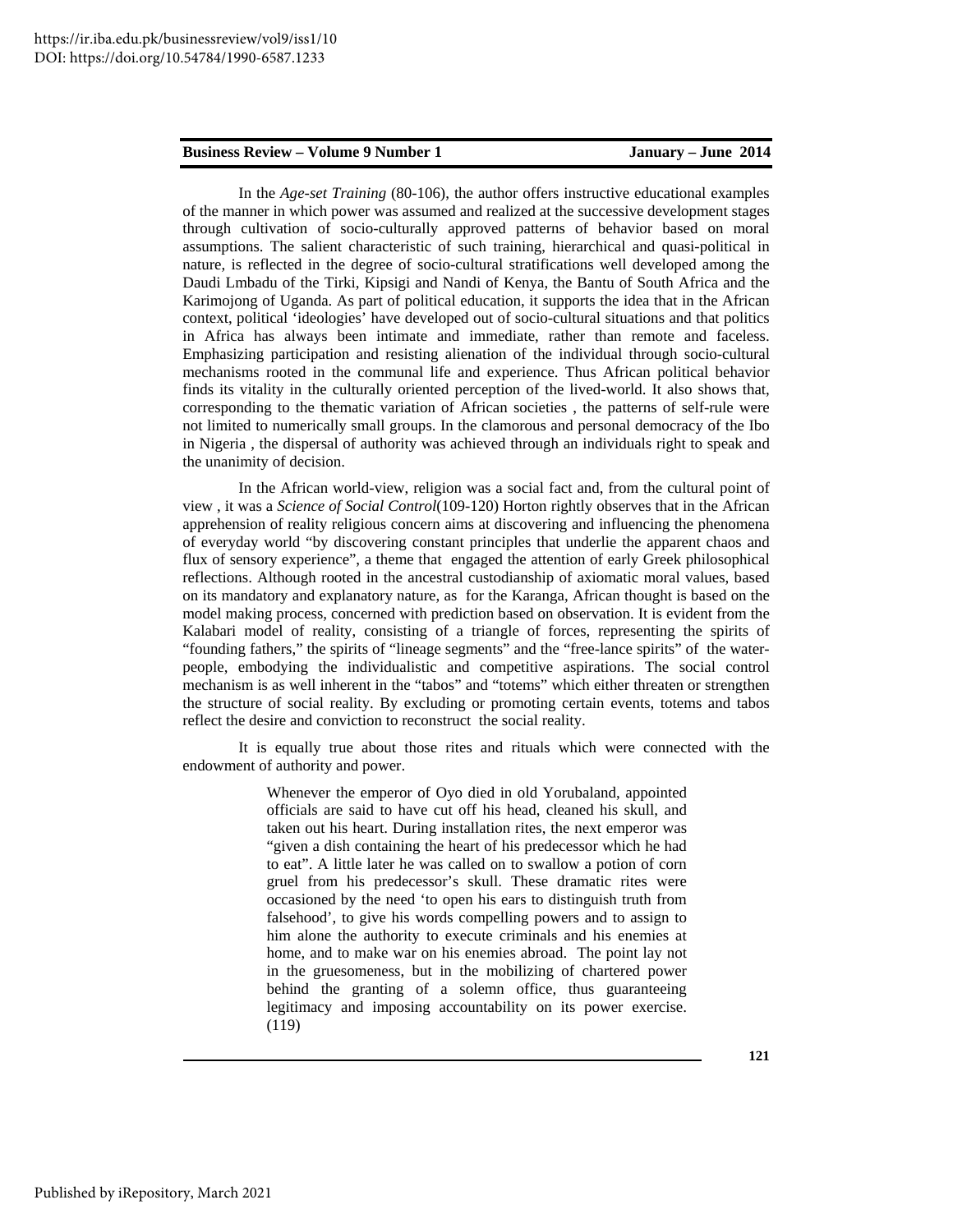In the *Age-set Training* (80-106), the author offers instructive educational examples of the manner in which power was assumed and realized at the successive development stages through cultivation of socio-culturally approved patterns of behavior based on moral assumptions. The salient characteristic of such training, hierarchical and quasi-political in nature, is reflected in the degree of socio-cultural stratifications well developed among the Daudi Lmbadu of the Tirki, Kipsigi and Nandi of Kenya, the Bantu of South Africa and the Karimojong of Uganda. As part of political education, it supports the idea that in the African context, political 'ideologies' have developed out of socio-cultural situations and that politics in Africa has always been intimate and immediate, rather than remote and faceless. Emphasizing participation and resisting alienation of the individual through socio-cultural mechanisms rooted in the communal life and experience. Thus African political behavior finds its vitality in the culturally oriented perception of the lived-world. It also shows that, corresponding to the thematic variation of African societies , the patterns of self-rule were not limited to numerically small groups. In the clamorous and personal democracy of the Ibo in Nigeria , the dispersal of authority was achieved through an individuals right to speak and the unanimity of decision.

In the African world-view, religion was a social fact and, from the cultural point of view , it was a *Science of Social Control*(109-120) Horton rightly observes that in the African apprehension of reality religious concern aims at discovering and influencing the phenomena of everyday world "by discovering constant principles that underlie the apparent chaos and flux of sensory experience", a theme that engaged the attention of early Greek philosophical reflections. Although rooted in the ancestral custodianship of axiomatic moral values, based on its mandatory and explanatory nature, as for the Karanga, African thought is based on the model making process, concerned with prediction based on observation. It is evident from the Kalabari model of reality, consisting of a triangle of forces, representing the spirits of "founding fathers," the spirits of "lineage segments" and the "free-lance spirits" of the water-people, embodying the individualistic and competitive aspirations. The social control mechanism is as well inherent in the "tabos" and "totems" which either threaten or strengthen the structure of social reality. By excluding or promoting certain events, totems and tabos reflect the desire and conviction to reconstruct the social reality.

It is equally true about those rites and rituals which were connected with the endowment of authority and power.

> Whenever the emperor of Oyo died in old Yorubaland, appointed officials are said to have cut off his head, cleaned his skull, and taken out his heart. During installation rites, the next emperor was "given a dish containing the heart of his predecessor which he had to eat". A little later he was called on to swallow a potion of corn gruel from his predecessor's skull. These dramatic rites were occasioned by the need 'to open his ears to distinguish truth from falsehood', to give his words compelling powers and to assign to him alone the authority to execute criminals and his enemies at home, and to make war on his enemies abroad. The point lay not in the gruesomeness, but in the mobilizing of chartered power behind the granting of a solemn office, thus guaranteeing legitimacy and imposing accountability on its power exercise. (119)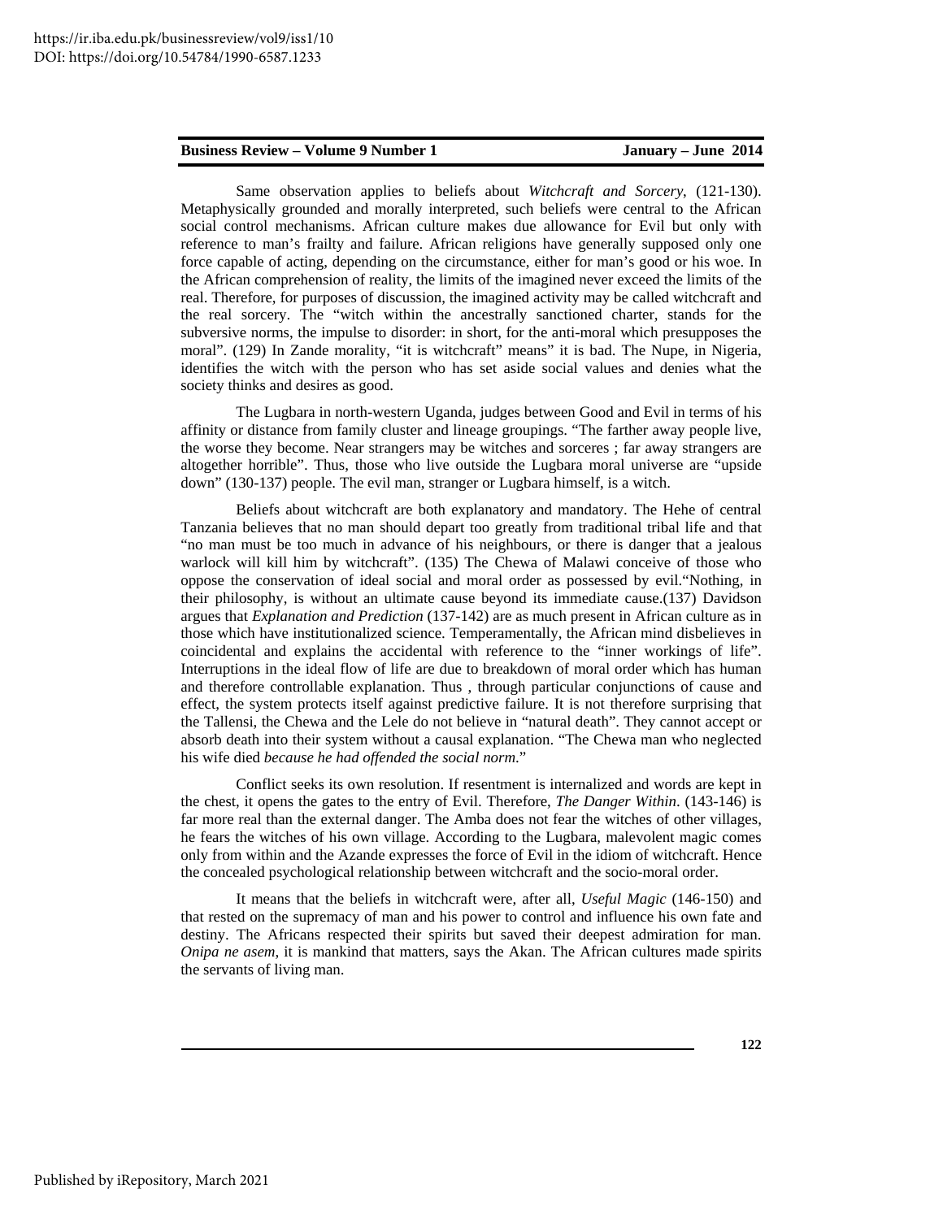Same observation applies to beliefs about *Witchcraft and Sorcery*, (121-130). Metaphysically grounded and morally interpreted, such beliefs were central to the African social control mechanisms. African culture makes due allowance for Evil but only with reference to man's frailty and failure. African religions have generally supposed only one force capable of acting, depending on the circumstance, either for man's good or his woe. In the African comprehension of reality, the limits of the imagined never exceed the limits of the real. Therefore, for purposes of discussion, the imagined activity may be called witchcraft and the real sorcery. The "witch within the ancestrally sanctioned charter, stands for the subversive norms, the impulse to disorder: in short, for the anti-moral which presupposes the moral". (129) In Zande morality, "it is witchcraft" means" it is bad. The Nupe, in Nigeria, identifies the witch with the person who has set aside social values and denies what the society thinks and desires as good.

The Lugbara in north-western Uganda, judges between Good and Evil in terms of his affinity or distance from family cluster and lineage groupings. "The farther away people live, the worse they become. Near strangers may be witches and sorceres ; far away strangers are altogether horrible". Thus, those who live outside the Lugbara moral universe are "upside down" (130-137) people. The evil man, stranger or Lugbara himself, is a witch.

Beliefs about witchcraft are both explanatory and mandatory. The Hehe of central Tanzania believes that no man should depart too greatly from traditional tribal life and that "no man must be too much in advance of his neighbours, or there is danger that a jealous warlock will kill him by witchcraft". (135) The Chewa of Malawi conceive of those who oppose the conservation of ideal social and moral order as possessed by evil."Nothing, in their philosophy, is without an ultimate cause beyond its immediate cause.(137) Davidson argues that *Explanation and Prediction* (137-142) are as much present in African culture as in those which have institutionalized science. Temperamentally, the African mind disbelieves in coincidental and explains the accidental with reference to the "inner workings of life". Interruptions in the ideal flow of life are due to breakdown of moral order which has human and therefore controllable explanation. Thus , through particular conjunctions of cause and effect, the system protects itself against predictive failure. It is not therefore surprising that the Tallensi, the Chewa and the Lele do not believe in "natural death". They cannot accept or absorb death into their system without a causal explanation. "The Chewa man who neglected his wife died *because he had offended the social norm*."

Conflict seeks its own resolution. If resentment is internalized and words are kept in the chest, it opens the gates to the entry of Evil. Therefore, *The Danger Within*. (143-146) is far more real than the external danger. The Amba does not fear the witches of other villages, he fears the witches of his own village. According to the Lugbara, malevolent magic comes only from within and the Azande expresses the force of Evil in the idiom of witchcraft. Hence the concealed psychological relationship between witchcraft and the socio-moral order.

It means that the beliefs in witchcraft were, after all, *Useful Magic* (146-150) and that rested on the supremacy of man and his power to control and influence his own fate and destiny. The Africans respected their spirits but saved their deepest admiration for man. *Onipa ne asem*, it is mankind that matters, says the Akan. The African cultures made spirits the servants of living man.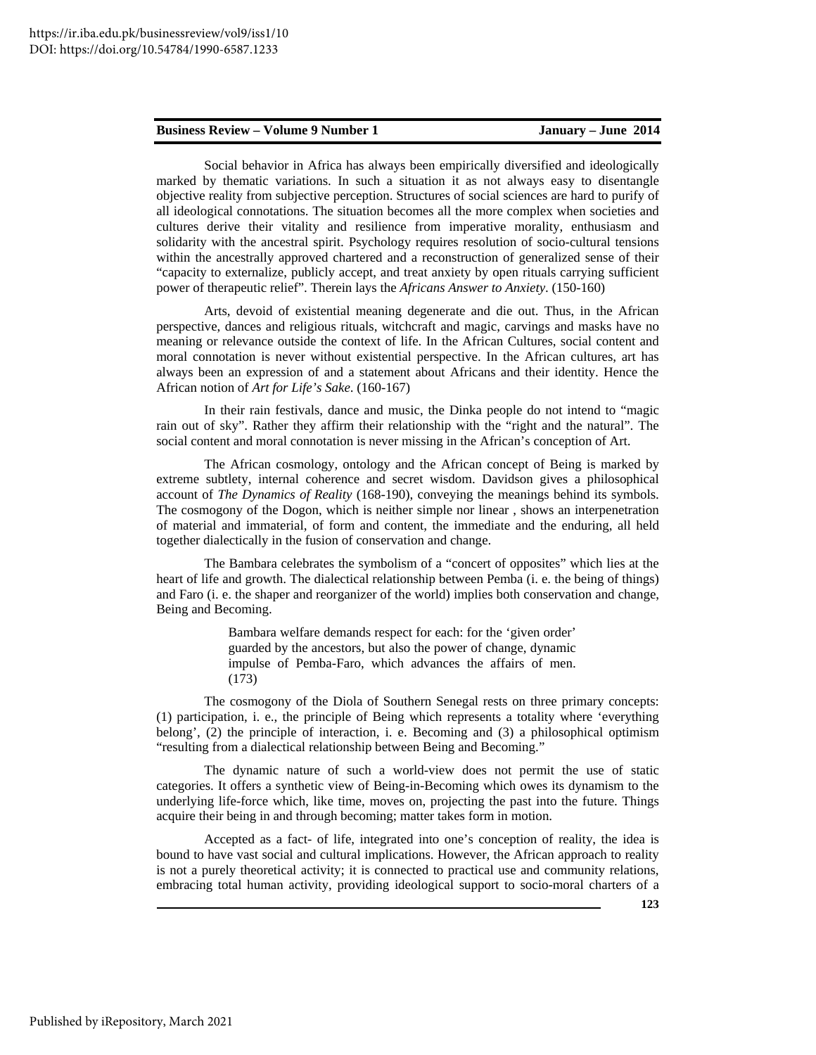Social behavior in Africa has always been empirically diversified and ideologically marked by thematic variations. In such a situation it as not always easy to disentangle objective reality from subjective perception. Structures of social sciences are hard to purify of all ideological connotations. The situation becomes all the more complex when societies and cultures derive their vitality and resilience from imperative morality, enthusiasm and solidarity with the ancestral spirit. Psychology requires resolution of socio-cultural tensions within the ancestrally approved chartered and a reconstruction of generalized sense of their "capacity to externalize, publicly accept, and treat anxiety by open rituals carrying sufficient power of therapeutic relief". Therein lays the *Africans Answer to Anxiety*. (150-160)

Arts, devoid of existential meaning degenerate and die out. Thus, in the African perspective, dances and religious rituals, witchcraft and magic, carvings and masks have no meaning or relevance outside the context of life. In the African Cultures, social content and moral connotation is never without existential perspective. In the African cultures, art has always been an expression of and a statement about Africans and their identity. Hence the African notion of *Art for Life's Sake*. (160-167)

In their rain festivals, dance and music, the Dinka people do not intend to "magic rain out of sky". Rather they affirm their relationship with the "right and the natural". The social content and moral connotation is never missing in the African's conception of Art.

The African cosmology, ontology and the African concept of Being is marked by extreme subtlety, internal coherence and secret wisdom. Davidson gives a philosophical account of *The Dynamics of Reality* (168-190), conveying the meanings behind its symbols. The cosmogony of the Dogon, which is neither simple nor linear , shows an interpenetration of material and immaterial, of form and content, the immediate and the enduring, all held together dialectically in the fusion of conservation and change.

The Bambara celebrates the symbolism of a "concert of opposites" which lies at the heart of life and growth. The dialectical relationship between Pemba (i. e. the being of things) and Faro (i. e. the shaper and reorganizer of the world) implies both conservation and change, Being and Becoming.

> Bambara welfare demands respect for each: for the 'given order' guarded by the ancestors, but also the power of change, dynamic impulse of Pemba-Faro, which advances the affairs of men. (173)

The cosmogony of the Diola of Southern Senegal rests on three primary concepts: (1) participation, i. e., the principle of Being which represents a totality where 'everything belong', (2) the principle of interaction, i. e. Becoming and (3) a philosophical optimism "resulting from a dialectical relationship between Being and Becoming."

The dynamic nature of such a world-view does not permit the use of static categories. It offers a synthetic view of Being-in-Becoming which owes its dynamism to the underlying life-force which, like time, moves on, projecting the past into the future. Things acquire their being in and through becoming; matter takes form in motion.

Accepted as a fact- of life, integrated into one's conception of reality, the idea is bound to have vast social and cultural implications. However, the African approach to reality is not a purely theoretical activity; it is connected to practical use and community relations, embracing total human activity, providing ideological support to socio-moral charters of a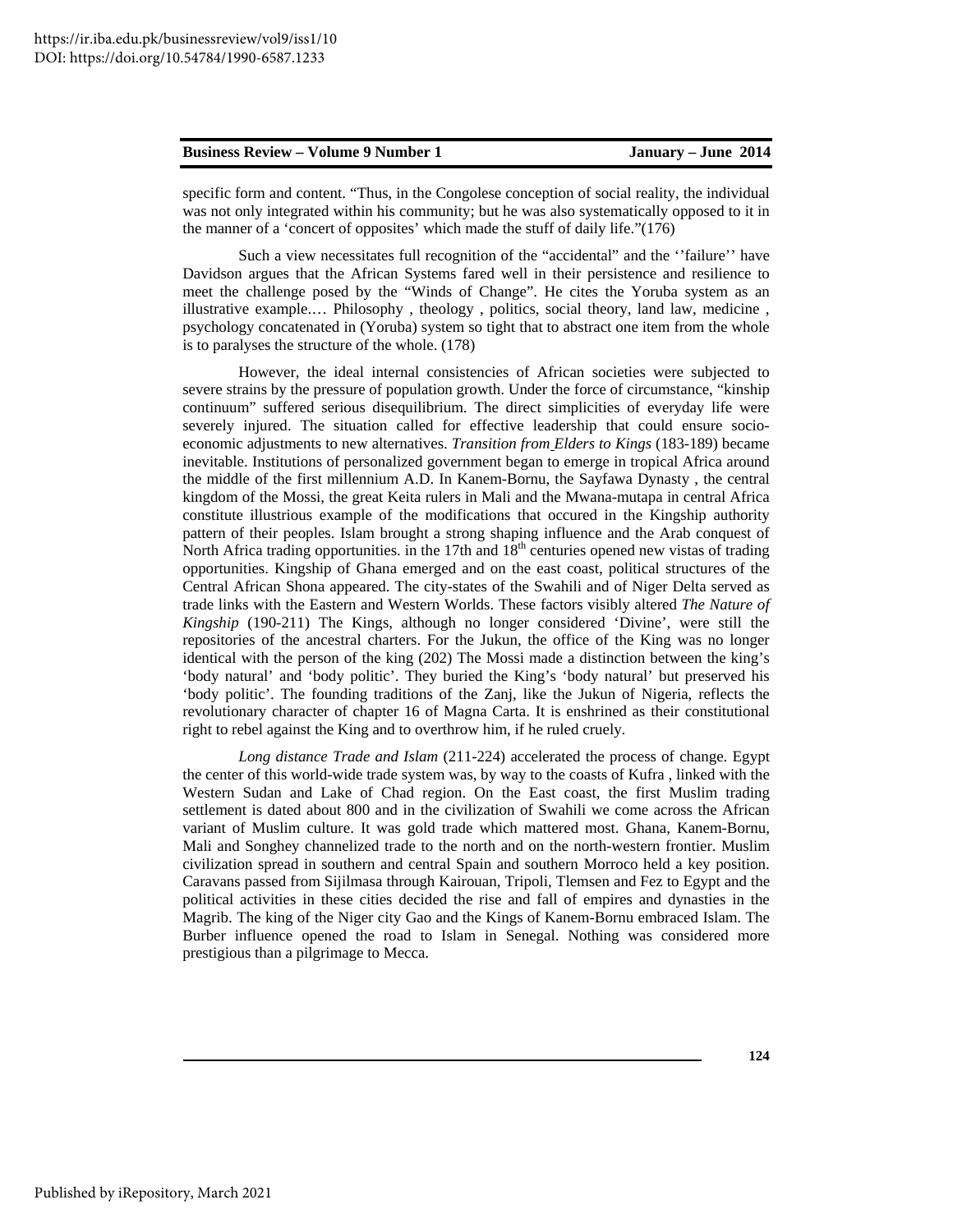specific form and content. "Thus, in the Congolese conception of social reality, the individual was not only integrated within his community; but he was also systematically opposed to it in the manner of a 'concert of opposites' which made the stuff of daily life."(176)

Such a view necessitates full recognition of the "accidental" and the ''failure'' have Davidson argues that the African Systems fared well in their persistence and resilience to meet the challenge posed by the "Winds of Change". He cites the Yoruba system as an illustrative example.… Philosophy , theology , politics, social theory, land law, medicine , psychology concatenated in (Yoruba) system so tight that to abstract one item from the whole is to paralyses the structure of the whole. (178)

However, the ideal internal consistencies of African societies were subjected to severe strains by the pressure of population growth. Under the force of circumstance, "kinship continuum" suffered serious disequilibrium. The direct simplicities of everyday life were severely injured. The situation called for effective leadership that could ensure socio-economic adjustments to new alternatives. *Transition from Elders to Kings* (183-189) became inevitable. Institutions of personalized government began to emerge in tropical Africa around the middle of the first millennium A.D. In Kanem-Bornu, the Sayfawa Dynasty , the central kingdom of the Mossi, the great Keita rulers in Mali and the Mwana-mutapa in central Africa constitute illustrious example of the modifications that occured in the Kingship authority pattern of their peoples. Islam brought a strong shaping influence and the Arab conquest of North Africa trading opportunities. in the 17th and 18th centuries opened new vistas of trading opportunities. Kingship of Ghana emerged and on the east coast, political structures of the Central African Shona appeared. The city-states of the Swahili and of Niger Delta served as trade links with the Eastern and Western Worlds. These factors visibly altered *The Nature of Kingship* (190-211) The Kings, although no longer considered 'Divine', were still the repositories of the ancestral charters. For the Jukun, the office of the King was no longer identical with the person of the king (202) The Mossi made a distinction between the king's 'body natural' and 'body politic'. They buried the King's 'body natural' but preserved his 'body politic'. The founding traditions of the Zanj, like the Jukun of Nigeria, reflects the revolutionary character of chapter 16 of Magna Carta. It is enshrined as their constitutional right to rebel against the King and to overthrow him, if he ruled cruely.

*Long distance Trade and Islam* (211-224) accelerated the process of change. Egypt the center of this world-wide trade system was, by way to the coasts of Kufra , linked with the Western Sudan and Lake of Chad region. On the East coast, the first Muslim trading settlement is dated about 800 and in the civilization of Swahili we come across the African variant of Muslim culture. It was gold trade which mattered most. Ghana, Kanem-Bornu, Mali and Songhey channelized trade to the north and on the north-western frontier. Muslim civilization spread in southern and central Spain and southern Morroco held a key position. Caravans passed from Sijilmasa through Kairouan, Tripoli, Tlemsen and Fez to Egypt and the political activities in these cities decided the rise and fall of empires and dynasties in the Magrib. The king of the Niger city Gao and the Kings of Kanem-Bornu embraced Islam. The Burber influence opened the road to Islam in Senegal. Nothing was considered more prestigious than a pilgrimage to Mecca.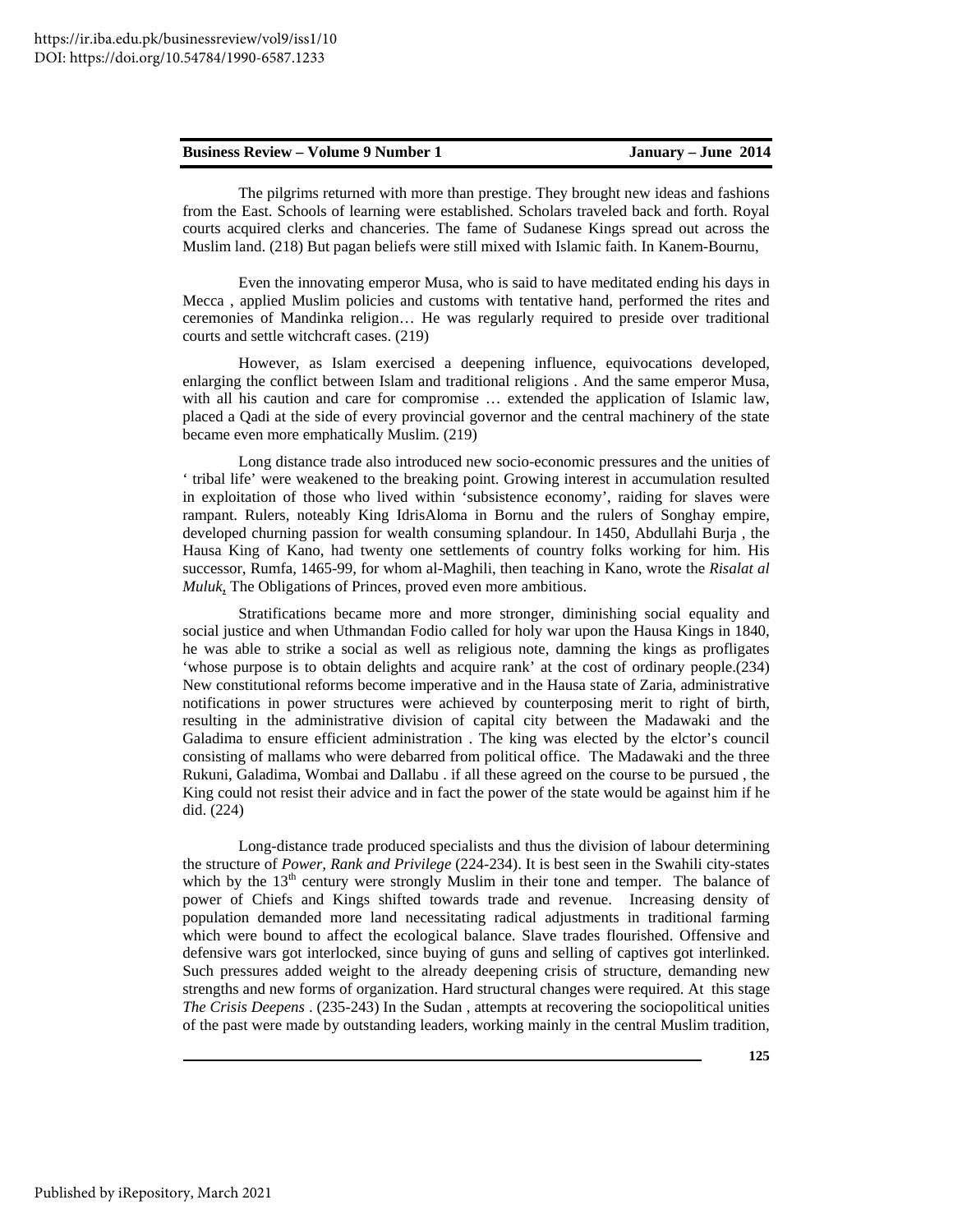The pilgrims returned with more than prestige. They brought new ideas and fashions from the East. Schools of learning were established. Scholars traveled back and forth. Royal courts acquired clerks and chanceries. The fame of Sudanese Kings spread out across the Muslim land. (218) But pagan beliefs were still mixed with Islamic faith. In Kanem-Bournu,

Even the innovating emperor Musa, who is said to have meditated ending his days in Mecca , applied Muslim policies and customs with tentative hand, performed the rites and ceremonies of Mandinka religion… He was regularly required to preside over traditional courts and settle witchcraft cases. (219)

However, as Islam exercised a deepening influence, equivocations developed, enlarging the conflict between Islam and traditional religions . And the same emperor Musa, with all his caution and care for compromise … extended the application of Islamic law, placed a Qadi at the side of every provincial governor and the central machinery of the state became even more emphatically Muslim. (219)

Long distance trade also introduced new socio-economic pressures and the unities of ' tribal life' were weakened to the breaking point. Growing interest in accumulation resulted in exploitation of those who lived within 'subsistence economy', raiding for slaves were rampant. Rulers, noteably King IdrisAloma in Bornu and the rulers of Songhay empire, developed churning passion for wealth consuming splandour. In 1450, Abdullahi Burja , the Hausa King of Kano, had twenty one settlements of country folks working for him. His successor, Rumfa, 1465-99, for whom al-Maghili, then teaching in Kano, wrote the *Risalat al Muluk*, The Obligations of Princes, proved even more ambitious.

Stratifications became more and more stronger, diminishing social equality and social justice and when Uthmandan Fodio called for holy war upon the Hausa Kings in 1840, he was able to strike a social as well as religious note, damning the kings as profligates 'whose purpose is to obtain delights and acquire rank' at the cost of ordinary people.(234) New constitutional reforms become imperative and in the Hausa state of Zaria, administrative notifications in power structures were achieved by counterposing merit to right of birth, resulting in the administrative division of capital city between the Madawaki and the Galadima to ensure efficient administration . The king was elected by the elctor's council consisting of mallams who were debarred from political office. The Madawaki and the three Rukuni, Galadima, Wombai and Dallabu . if all these agreed on the course to be pursued , the King could not resist their advice and in fact the power of the state would be against him if he did. (224)

Long-distance trade produced specialists and thus the division of labour determining the structure of *Power, Rank and Privilege* (224-234). It is best seen in the Swahili city-states which by the 13th century were strongly Muslim in their tone and temper. The balance of power of Chiefs and Kings shifted towards trade and revenue. Increasing density of population demanded more land necessitating radical adjustments in traditional farming which were bound to affect the ecological balance. Slave trades flourished. Offensive and defensive wars got interlocked, since buying of guns and selling of captives got interlinked. Such pressures added weight to the already deepening crisis of structure, demanding new strengths and new forms of organization. Hard structural changes were required. At this stage *The Crisis Deepens* . (235-243) In the Sudan , attempts at recovering the sociopolitical unities of the past were made by outstanding leaders, working mainly in the central Muslim tradition,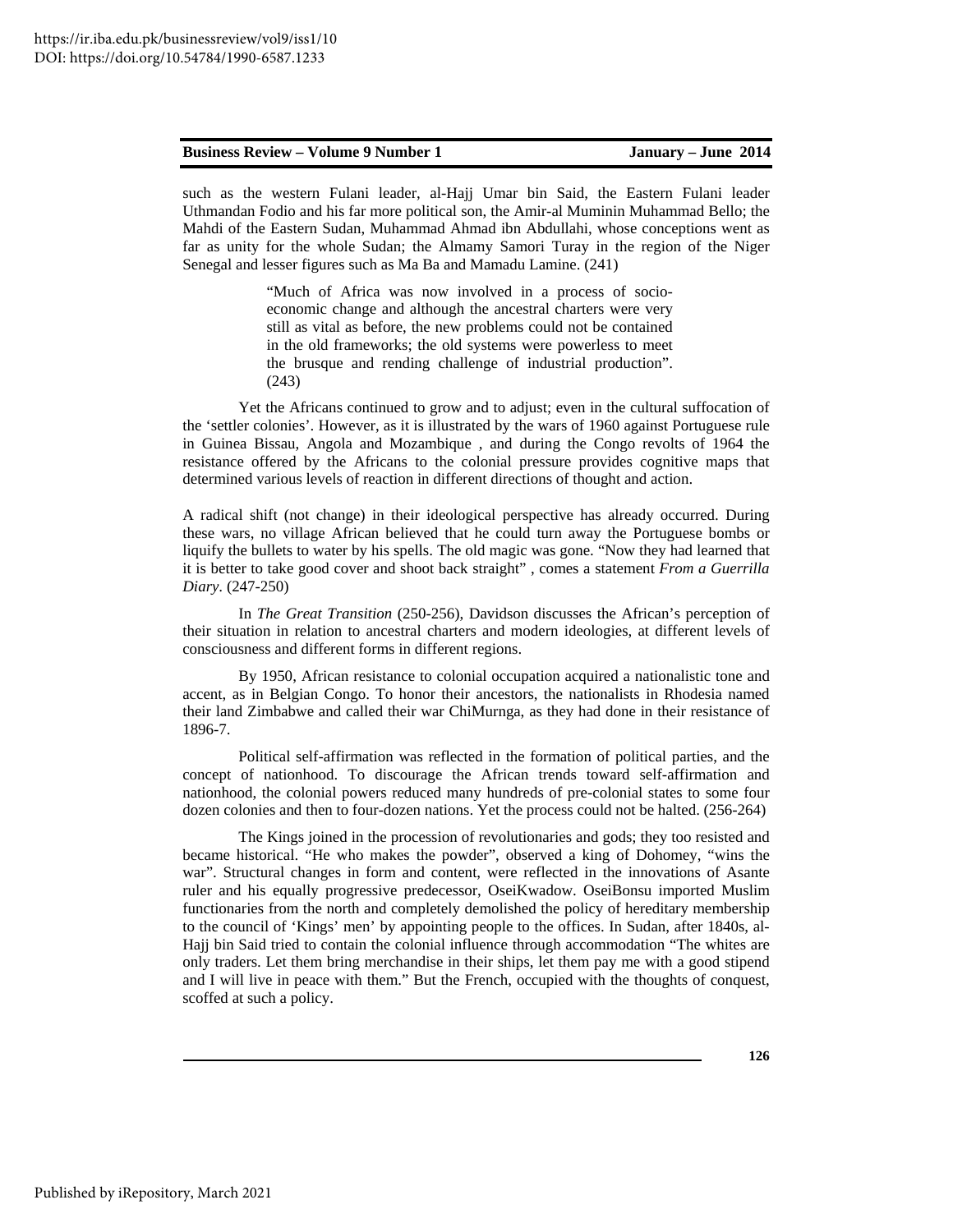such as the western Fulani leader, al-Hajj Umar bin Said, the Eastern Fulani leader Uthmandan Fodio and his far more political son, the Amir-al Muminin Muhammad Bello; the Mahdi of the Eastern Sudan, Muhammad Ahmad ibn Abdullahi, whose conceptions went as far as unity for the whole Sudan; the Almamy Samori Turay in the region of the Niger Senegal and lesser figures such as Ma Ba and Mamadu Lamine. (241)

> "Much of Africa was now involved in a process of socio-economic change and although the ancestral charters were very still as vital as before, the new problems could not be contained in the old frameworks; the old systems were powerless to meet the brusque and rending challenge of industrial production". (243)

Yet the Africans continued to grow and to adjust; even in the cultural suffocation of the 'settler colonies'. However, as it is illustrated by the wars of 1960 against Portuguese rule in Guinea Bissau, Angola and Mozambique , and during the Congo revolts of 1964 the resistance offered by the Africans to the colonial pressure provides cognitive maps that determined various levels of reaction in different directions of thought and action.

A radical shift (not change) in their ideological perspective has already occurred. During these wars, no village African believed that he could turn away the Portuguese bombs or liquify the bullets to water by his spells. The old magic was gone. "Now they had learned that it is better to take good cover and shoot back straight" , comes a statement *From a Guerrilla Diary*. (247-250)

In *The Great Transition* (250-256), Davidson discusses the African's perception of their situation in relation to ancestral charters and modern ideologies, at different levels of consciousness and different forms in different regions.

By 1950, African resistance to colonial occupation acquired a nationalistic tone and accent, as in Belgian Congo. To honor their ancestors, the nationalists in Rhodesia named their land Zimbabwe and called their war ChiMurnga, as they had done in their resistance of 1896-7.

Political self-affirmation was reflected in the formation of political parties, and the concept of nationhood. To discourage the African trends toward self-affirmation and nationhood, the colonial powers reduced many hundreds of pre-colonial states to some four dozen colonies and then to four-dozen nations. Yet the process could not be halted. (256-264)

The Kings joined in the procession of revolutionaries and gods; they too resisted and became historical. "He who makes the powder", observed a king of Dohomey, "wins the war". Structural changes in form and content, were reflected in the innovations of Asante ruler and his equally progressive predecessor, OseiKwadow. OseiBonsu imported Muslim functionaries from the north and completely demolished the policy of hereditary membership to the council of 'Kings' men' by appointing people to the offices. In Sudan, after 1840s, al-Hajj bin Said tried to contain the colonial influence through accommodation "The whites are only traders. Let them bring merchandise in their ships, let them pay me with a good stipend and I will live in peace with them." But the French, occupied with the thoughts of conquest, scoffed at such a policy.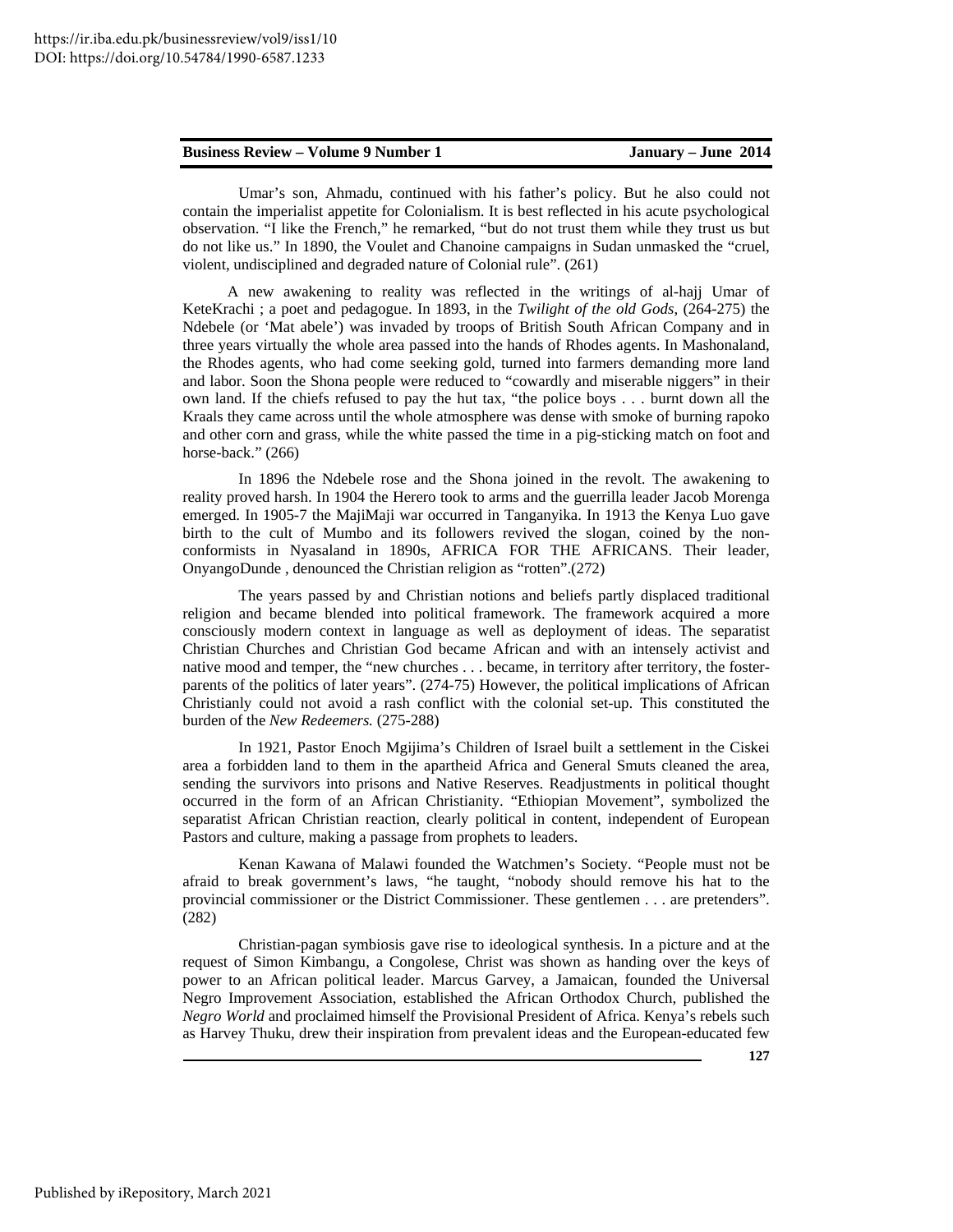Umar's son, Ahmadu, continued with his father's policy. But he also could not contain the imperialist appetite for Colonialism. It is best reflected in his acute psychological observation. "I like the French," he remarked, "but do not trust them while they trust us but do not like us." In 1890, the Voulet and Chanoine campaigns in Sudan unmasked the "cruel, violent, undisciplined and degraded nature of Colonial rule". (261)

A new awakening to reality was reflected in the writings of al-hajj Umar of KeteKrachi ; a poet and pedagogue. In 1893, in the *Twilight of the old Gods*, (264-275) the Ndebele (or 'Mat abele') was invaded by troops of British South African Company and in three years virtually the whole area passed into the hands of Rhodes agents. In Mashonaland, the Rhodes agents, who had come seeking gold, turned into farmers demanding more land and labor. Soon the Shona people were reduced to "cowardly and miserable niggers" in their own land. If the chiefs refused to pay the hut tax, "the police boys . . . burnt down all the Kraals they came across until the whole atmosphere was dense with smoke of burning rapoko and other corn and grass, while the white passed the time in a pig-sticking match on foot and horse-back." (266)

In 1896 the Ndebele rose and the Shona joined in the revolt. The awakening to reality proved harsh. In 1904 the Herero took to arms and the guerrilla leader Jacob Morenga emerged. In 1905-7 the MajiMaji war occurred in Tanganyika. In 1913 the Kenya Luo gave birth to the cult of Mumbo and its followers revived the slogan, coined by the non-conformists in Nyasaland in 1890s, AFRICA FOR THE AFRICANS. Their leader, OnyangoDunde , denounced the Christian religion as "rotten".(272)

The years passed by and Christian notions and beliefs partly displaced traditional religion and became blended into political framework. The framework acquired a more consciously modern context in language as well as deployment of ideas. The separatist Christian Churches and Christian God became African and with an intensely activist and native mood and temper, the "new churches . . . became, in territory after territory, the foster-parents of the politics of later years". (274-75) However, the political implications of African Christianly could not avoid a rash conflict with the colonial set-up. This constituted the burden of the *New Redeemers.* (275-288)

In 1921, Pastor Enoch Mgijima's Children of Israel built a settlement in the Ciskei area a forbidden land to them in the apartheid Africa and General Smuts cleaned the area, sending the survivors into prisons and Native Reserves. Readjustments in political thought occurred in the form of an African Christianity. "Ethiopian Movement", symbolized the separatist African Christian reaction, clearly political in content, independent of European Pastors and culture, making a passage from prophets to leaders.

Kenan Kawana of Malawi founded the Watchmen's Society. "People must not be afraid to break government's laws, "he taught, "nobody should remove his hat to the provincial commissioner or the District Commissioner. These gentlemen . . . are pretenders". (282)

Christian-pagan symbiosis gave rise to ideological synthesis. In a picture and at the request of Simon Kimbangu, a Congolese, Christ was shown as handing over the keys of power to an African political leader. Marcus Garvey, a Jamaican, founded the Universal Negro Improvement Association, established the African Orthodox Church, published the *Negro World* and proclaimed himself the Provisional President of Africa. Kenya's rebels such as Harvey Thuku, drew their inspiration from prevalent ideas and the European-educated few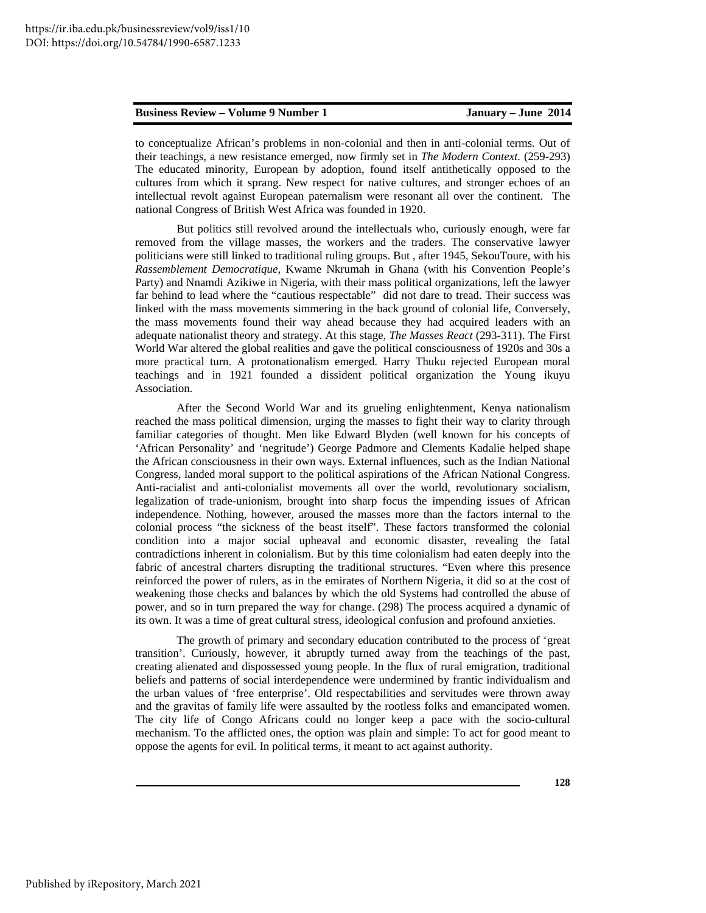to conceptualize African's problems in non-colonial and then in anti-colonial terms. Out of their teachings, a new resistance emerged, now firmly set in *The Modern Context.* (259-293) The educated minority, European by adoption, found itself antithetically opposed to the cultures from which it sprang. New respect for native cultures, and stronger echoes of an intellectual revolt against European paternalism were resonant all over the continent. The national Congress of British West Africa was founded in 1920.

But politics still revolved around the intellectuals who, curiously enough, were far removed from the village masses, the workers and the traders. The conservative lawyer politicians were still linked to traditional ruling groups. But , after 1945, SekouToure, with his *Rassemblement Democratique*, Kwame Nkrumah in Ghana (with his Convention People's Party) and Nnamdi Azikiwe in Nigeria, with their mass political organizations, left the lawyer far behind to lead where the "cautious respectable" did not dare to tread. Their success was linked with the mass movements simmering in the back ground of colonial life, Conversely, the mass movements found their way ahead because they had acquired leaders with an adequate nationalist theory and strategy. At this stage, *The Masses React* (293-311). The First World War altered the global realities and gave the political consciousness of 1920s and 30s a more practical turn. A protonationalism emerged. Harry Thuku rejected European moral teachings and in 1921 founded a dissident political organization the Young ikuyu Association.

After the Second World War and its grueling enlightenment, Kenya nationalism reached the mass political dimension, urging the masses to fight their way to clarity through familiar categories of thought. Men like Edward Blyden (well known for his concepts of 'African Personality' and 'negritude') George Padmore and Clements Kadalie helped shape the African consciousness in their own ways. External influences, such as the Indian National Congress, landed moral support to the political aspirations of the African National Congress. Anti-racialist and anti-colonialist movements all over the world, revolutionary socialism, legalization of trade-unionism, brought into sharp focus the impending issues of African independence. Nothing, however, aroused the masses more than the factors internal to the colonial process "the sickness of the beast itself". These factors transformed the colonial condition into a major social upheaval and economic disaster, revealing the fatal contradictions inherent in colonialism. But by this time colonialism had eaten deeply into the fabric of ancestral charters disrupting the traditional structures. "Even where this presence reinforced the power of rulers, as in the emirates of Northern Nigeria, it did so at the cost of weakening those checks and balances by which the old Systems had controlled the abuse of power, and so in turn prepared the way for change. (298) The process acquired a dynamic of its own. It was a time of great cultural stress, ideological confusion and profound anxieties.

The growth of primary and secondary education contributed to the process of 'great transition'. Curiously, however, it abruptly turned away from the teachings of the past, creating alienated and dispossessed young people. In the flux of rural emigration, traditional beliefs and patterns of social interdependence were undermined by frantic individualism and the urban values of 'free enterprise'. Old respectabilities and servitudes were thrown away and the gravitas of family life were assaulted by the rootless folks and emancipated women. The city life of Congo Africans could no longer keep a pace with the socio-cultural mechanism. To the afflicted ones, the option was plain and simple: To act for good meant to oppose the agents for evil. In political terms, it meant to act against authority.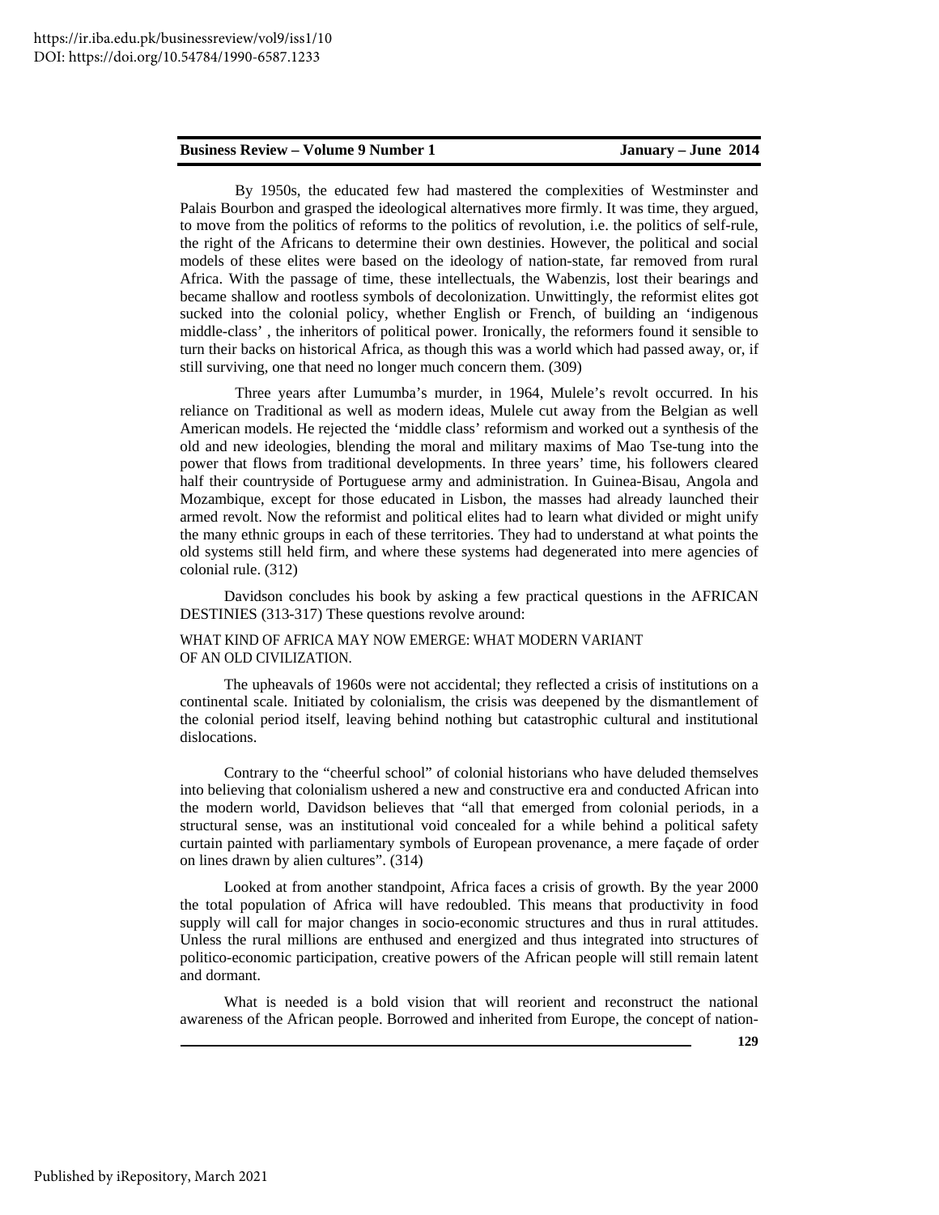By 1950s, the educated few had mastered the complexities of Westminster and Palais Bourbon and grasped the ideological alternatives more firmly. It was time, they argued, to move from the politics of reforms to the politics of revolution, i.e. the politics of self-rule, the right of the Africans to determine their own destinies. However, the political and social models of these elites were based on the ideology of nation-state, far removed from rural Africa. With the passage of time, these intellectuals, the Wabenzis, lost their bearings and became shallow and rootless symbols of decolonization. Unwittingly, the reformist elites got sucked into the colonial policy, whether English or French, of building an 'indigenous middle-class' , the inheritors of political power. Ironically, the reformers found it sensible to turn their backs on historical Africa, as though this was a world which had passed away, or, if still surviving, one that need no longer much concern them. (309)

Three years after Lumumba's murder, in 1964, Mulele's revolt occurred. In his reliance on Traditional as well as modern ideas, Mulele cut away from the Belgian as well American models. He rejected the 'middle class' reformism and worked out a synthesis of the old and new ideologies, blending the moral and military maxims of Mao Tse-tung into the power that flows from traditional developments. In three years' time, his followers cleared half their countryside of Portuguese army and administration. In Guinea-Bisau, Angola and Mozambique, except for those educated in Lisbon, the masses had already launched their armed revolt. Now the reformist and political elites had to learn what divided or might unify the many ethnic groups in each of these territories. They had to understand at what points the old systems still held firm, and where these systems had degenerated into mere agencies of colonial rule. (312)

Davidson concludes his book by asking a few practical questions in the AFRICAN DESTINIES (313-317) These questions revolve around:

WHAT KIND OF AFRICA MAY NOW EMERGE: WHAT MODERN VARIANT OF AN OLD CIVILIZATION.

The upheavals of 1960s were not accidental; they reflected a crisis of institutions on a continental scale. Initiated by colonialism, the crisis was deepened by the dismantlement of the colonial period itself, leaving behind nothing but catastrophic cultural and institutional dislocations.

Contrary to the "cheerful school" of colonial historians who have deluded themselves into believing that colonialism ushered a new and constructive era and conducted African into the modern world, Davidson believes that "all that emerged from colonial periods, in a structural sense, was an institutional void concealed for a while behind a political safety curtain painted with parliamentary symbols of European provenance, a mere façade of order on lines drawn by alien cultures". (314)

Looked at from another standpoint, Africa faces a crisis of growth. By the year 2000 the total population of Africa will have redoubled. This means that productivity in food supply will call for major changes in socio-economic structures and thus in rural attitudes. Unless the rural millions are enthused and energized and thus integrated into structures of politico-economic participation, creative powers of the African people will still remain latent and dormant.

What is needed is a bold vision that will reorient and reconstruct the national awareness of the African people. Borrowed and inherited from Europe, the concept of nation-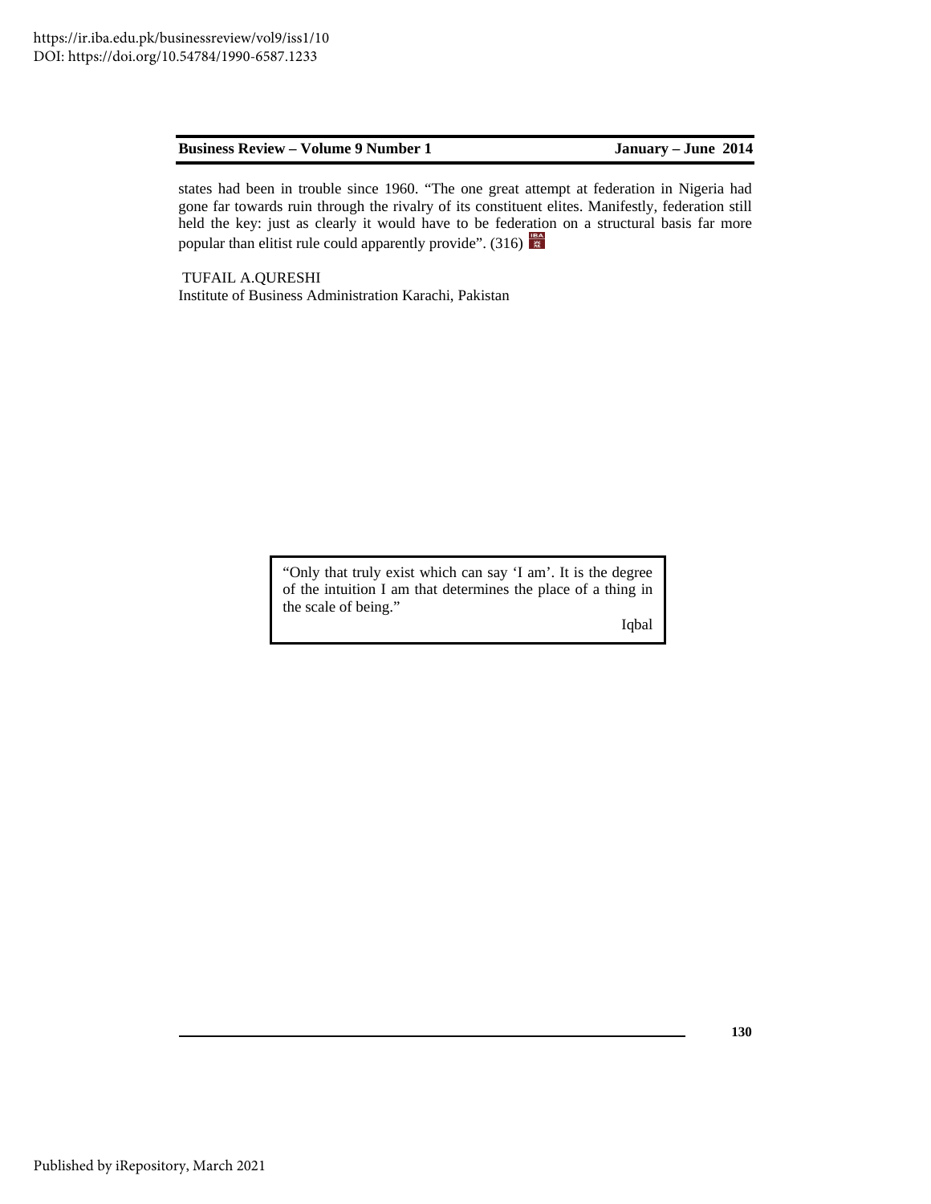states had been in trouble since 1960. "The one great attempt at federation in Nigeria had gone far towards ruin through the rivalry of its constituent elites. Manifestly, federation still held the key: just as clearly it would have to be federation on a structural basis far more popular than elitist rule could apparently provide". (316)

TUFAIL A.QURESHI
Institute of Business Administration Karachi, Pakistan

> "Only that truly exist which can say 'I am'. It is the degree of the intuition I am that determines the place of a thing in the scale of being."
>
> Iqbal